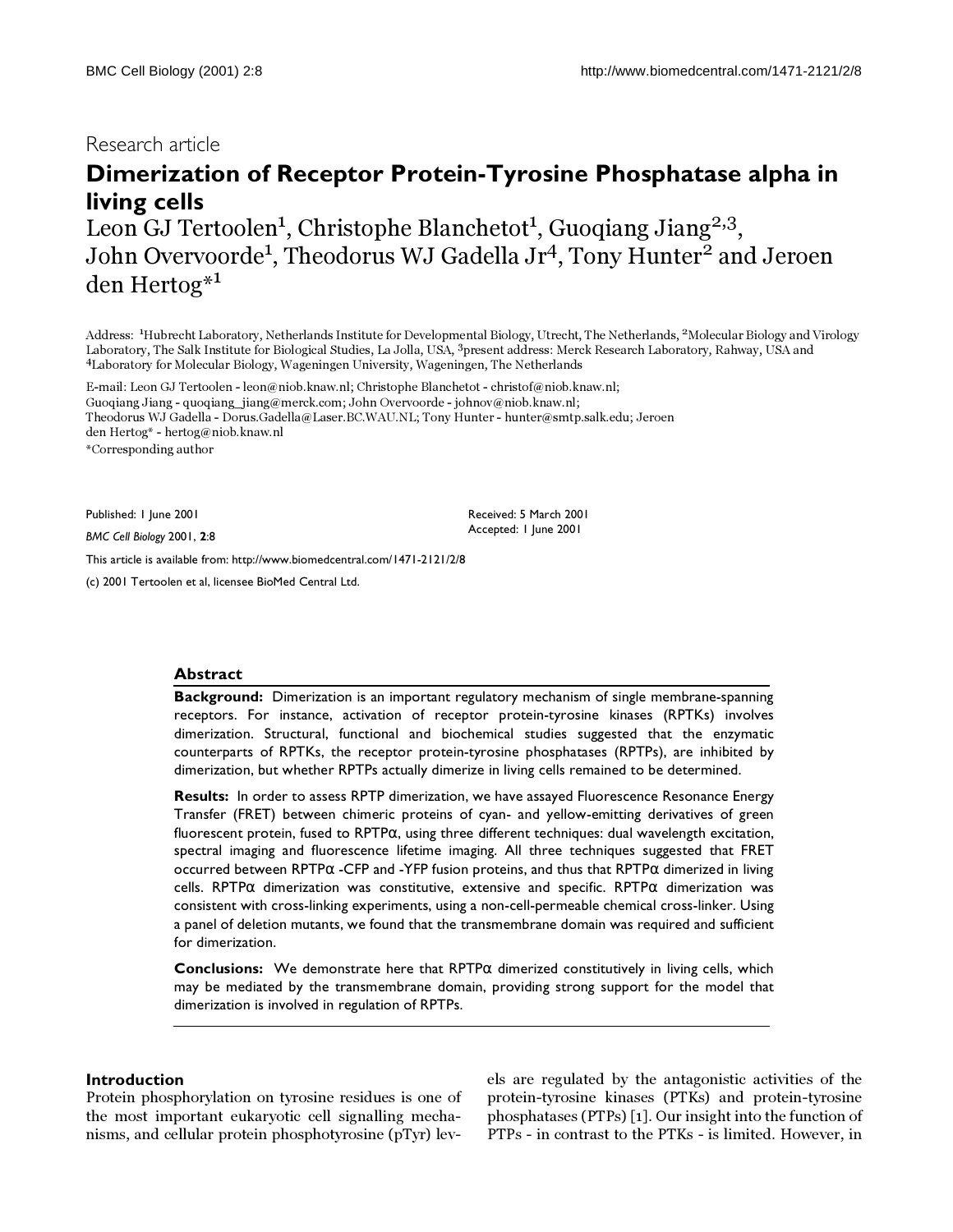Research article

# Dimerization of Receptor Protein-Tyrosine Phosphatase alpha in living cells

Leon GJ Tertoolen[1], Christophe Blanchetot[1], Guoqiang Jiang[2,3], John Overvoorde[1], Theodorus WJ Gadella Jr[4], Tony Hunter[2] and Jeroen den Hertog*[1]

Address: [1]Hubrecht Laboratory, Netherlands Institute for Developmental Biology, Utrecht, The Netherlands, [2]Molecular Biology and Virology Laboratory, The Salk Institute for Biological Studies, La Jolla, USA, [3]present address: Merck Research Laboratory, Rahway, USA and [4]Laboratory for Molecular Biology, Wageningen University, Wageningen, The Netherlands

E-mail: Leon GJ Tertoolen - leon@niob.knaw.nl; Christophe Blanchetot - christof@niob.knaw.nl; Guoqiang Jiang - quoqiang_jiang@merck.com; John Overvoorde - johnov@niob.knaw.nl; Theodorus WJ Gadella - Dorus.Gadella@Laser.BC.WAU.NL; Tony Hunter - hunter@smtp.salk.edu; Jeroen den Hertog* - hertog@niob.knaw.nl

*Corresponding author

Published: 1 June 2001

*BMC Cell Biology* 2001, **2**:8

Received: 5 March 2001

Accepted: 1 June 2001

This article is available from: http://www.biomedcentral.com/1471-2121/2/8

(c) 2001 Tertoolen et al, licensee BioMed Central Ltd.

## Abstract

**Background:** Dimerization is an important regulatory mechanism of single membrane-spanning receptors. For instance, activation of receptor protein-tyrosine kinases (RPTKs) involves dimerization. Structural, functional and biochemical studies suggested that the enzymatic counterparts of RPTKs, the receptor protein-tyrosine phosphatases (RPTPs), are inhibited by dimerization, but whether RPTPs actually dimerize in living cells remained to be determined.

**Results:** In order to assess RPTP dimerization, we have assayed Fluorescence Resonance Energy Transfer (FRET) between chimeric proteins of cyan- and yellow-emitting derivatives of green fluorescent protein, fused to RPTPα, using three different techniques: dual wavelength excitation, spectral imaging and fluorescence lifetime imaging. All three techniques suggested that FRET occurred between RPTPα -CFP and -YFP fusion proteins, and thus that RPTPα dimerized in living cells. RPTPα dimerization was constitutive, extensive and specific. RPTPα dimerization was consistent with cross-linking experiments, using a non-cell-permeable chemical cross-linker. Using a panel of deletion mutants, we found that the transmembrane domain was required and sufficient for dimerization.

**Conclusions:** We demonstrate here that RPTPα dimerized constitutively in living cells, which may be mediated by the transmembrane domain, providing strong support for the model that dimerization is involved in regulation of RPTPs.

## Introduction

Protein phosphorylation on tyrosine residues is one of the most important eukaryotic cell signalling mechanisms, and cellular protein phosphotyrosine (pTyr) levels are regulated by the antagonistic activities of the protein-tyrosine kinases (PTKs) and protein-tyrosine phosphatases (PTPs) [1]. Our insight into the function of PTPs - in contrast to the PTKs - is limited. However, in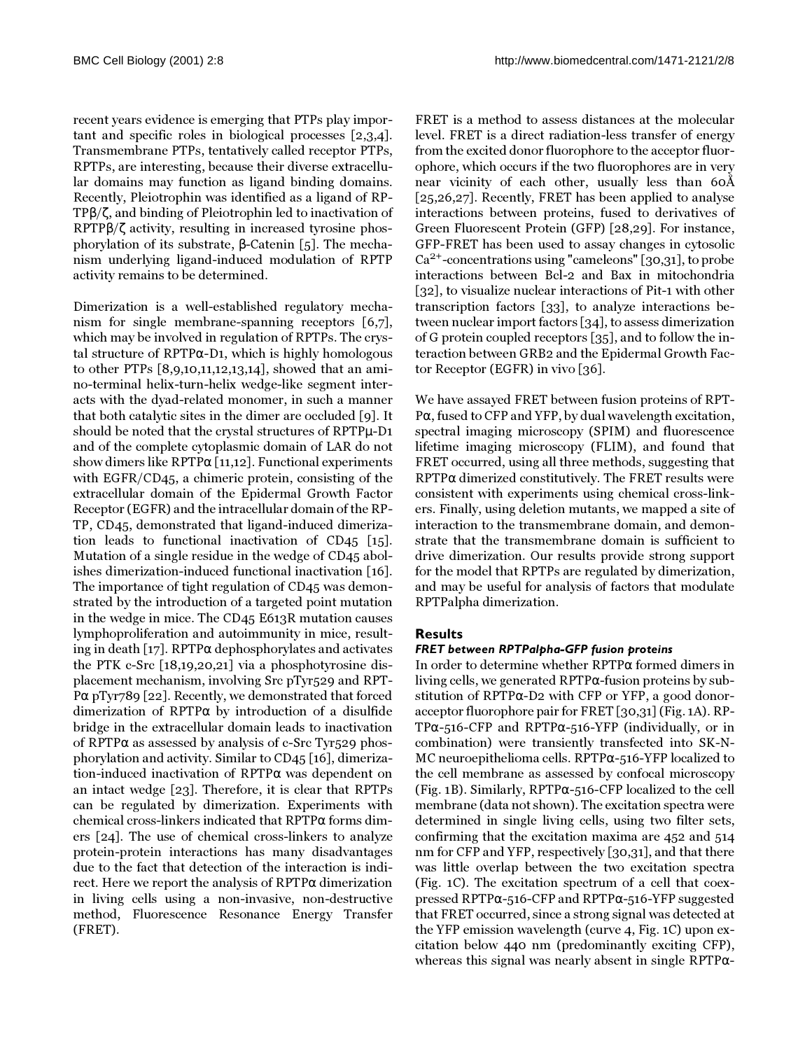recent years evidence is emerging that PTPs play important and specific roles in biological processes [2,3,4]. Transmembrane PTPs, tentatively called receptor PTPs, RPTPs, are interesting, because their diverse extracellular domains may function as ligand binding domains. Recently, Pleiotrophin was identified as a ligand of RPTPβ/ζ, and binding of Pleiotrophin led to inactivation of RPTPβ/ζ activity, resulting in increased tyrosine phosphorylation of its substrate, β-Catenin [5]. The mechanism underlying ligand-induced modulation of RPTP activity remains to be determined.

Dimerization is a well-established regulatory mechanism for single membrane-spanning receptors [6,7], which may be involved in regulation of RPTPs. The crystal structure of RPTPα-D1, which is highly homologous to other PTPs [8,9,10,11,12,13,14], showed that an amino-terminal helix-turn-helix wedge-like segment interacts with the dyad-related monomer, in such a manner that both catalytic sites in the dimer are occluded [9]. It should be noted that the crystal structures of RPTPμ-D1 and of the complete cytoplasmic domain of LAR do not show dimers like RPTPα [11,12]. Functional experiments with EGFR/CD45, a chimeric protein, consisting of the extracellular domain of the Epidermal Growth Factor Receptor (EGFR) and the intracellular domain of the RPTP, CD45, demonstrated that ligand-induced dimerization leads to functional inactivation of CD45 [15]. Mutation of a single residue in the wedge of CD45 abolishes dimerization-induced functional inactivation [16]. The importance of tight regulation of CD45 was demonstrated by the introduction of a targeted point mutation in the wedge in mice. The CD45 E613R mutation causes lymphoproliferation and autoimmunity in mice, resulting in death [17]. RPTPα dephosphorylates and activates the PTK c-Src [18,19,20,21] via a phosphotyrosine displacement mechanism, involving Src pTyr529 and RPTPα pTyr789 [22]. Recently, we demonstrated that forced dimerization of RPTPα by introduction of a disulfide bridge in the extracellular domain leads to inactivation of RPTPα as assessed by analysis of c-Src Tyr529 phosphorylation and activity. Similar to CD45 [16], dimerization-induced inactivation of RPTPα was dependent on an intact wedge [23]. Therefore, it is clear that RPTPs can be regulated by dimerization. Experiments with chemical cross-linkers indicated that RPTPα forms dimers [24]. The use of chemical cross-linkers to analyze protein-protein interactions has many disadvantages due to the fact that detection of the interaction is indirect. Here we report the analysis of RPTPα dimerization in living cells using a non-invasive, non-destructive method, Fluorescence Resonance Energy Transfer (FRET).

FRET is a method to assess distances at the molecular level. FRET is a direct radiation-less transfer of energy from the excited donor fluorophore to the acceptor fluorophore, which occurs if the two fluorophores are in very near vicinity of each other, usually less than 60Å [25,26,27]. Recently, FRET has been applied to analyse interactions between proteins, fused to derivatives of Green Fluorescent Protein (GFP) [28,29]. For instance, GFP-FRET has been used to assay changes in cytosolic $Ca^{2+}$-concentrations using "cameleons" [30,31], to probe interactions between Bcl-2 and Bax in mitochondria [32], to visualize nuclear interactions of Pit-1 with other transcription factors [33], to analyze interactions between nuclear import factors [34], to assess dimerization of G protein coupled receptors [35], and to follow the interaction between GRB2 and the Epidermal Growth Factor Receptor (EGFR) in vivo [36].

We have assayed FRET between fusion proteins of RPTPα, fused to CFP and YFP, by dual wavelength excitation, spectral imaging microscopy (SPIM) and fluorescence lifetime imaging microscopy (FLIM), and found that FRET occurred, using all three methods, suggesting that RPTPα dimerized constitutively. The FRET results were consistent with experiments using chemical cross-linkers. Finally, using deletion mutants, we mapped a site of interaction to the transmembrane domain, and demonstrate that the transmembrane domain is sufficient to drive dimerization. Our results provide strong support for the model that RPTPs are regulated by dimerization, and may be useful for analysis of factors that modulate RPTPalpha dimerization.

## Results

### *FRET between RPTPalpha-GFP fusion proteins*

In order to determine whether RPTPα formed dimers in living cells, we generated RPTPα-fusion proteins by substitution of RPTPα-D2 with CFP or YFP, a good donor-acceptor fluorophore pair for FRET [30,31] (Fig. 1A). RPTPα-516-CFP and RPTPα-516-YFP (individually, or in combination) were transiently transfected into SK-N-MC neuroepithelioma cells. RPTPα-516-YFP localized to the cell membrane as assessed by confocal microscopy (Fig. 1B). Similarly, RPTPα-516-CFP localized to the cell membrane (data not shown). The excitation spectra were determined in single living cells, using two filter sets, confirming that the excitation maxima are 452 and 514 nm for CFP and YFP, respectively [30,31], and that there was little overlap between the two excitation spectra (Fig. 1C). The excitation spectrum of a cell that coexpressed RPTPα-516-CFP and RPTPα-516-YFP suggested that FRET occurred, since a strong signal was detected at the YFP emission wavelength (curve 4, Fig. 1C) upon excitation below 440 nm (predominantly exciting CFP), whereas this signal was nearly absent in single RPTPα-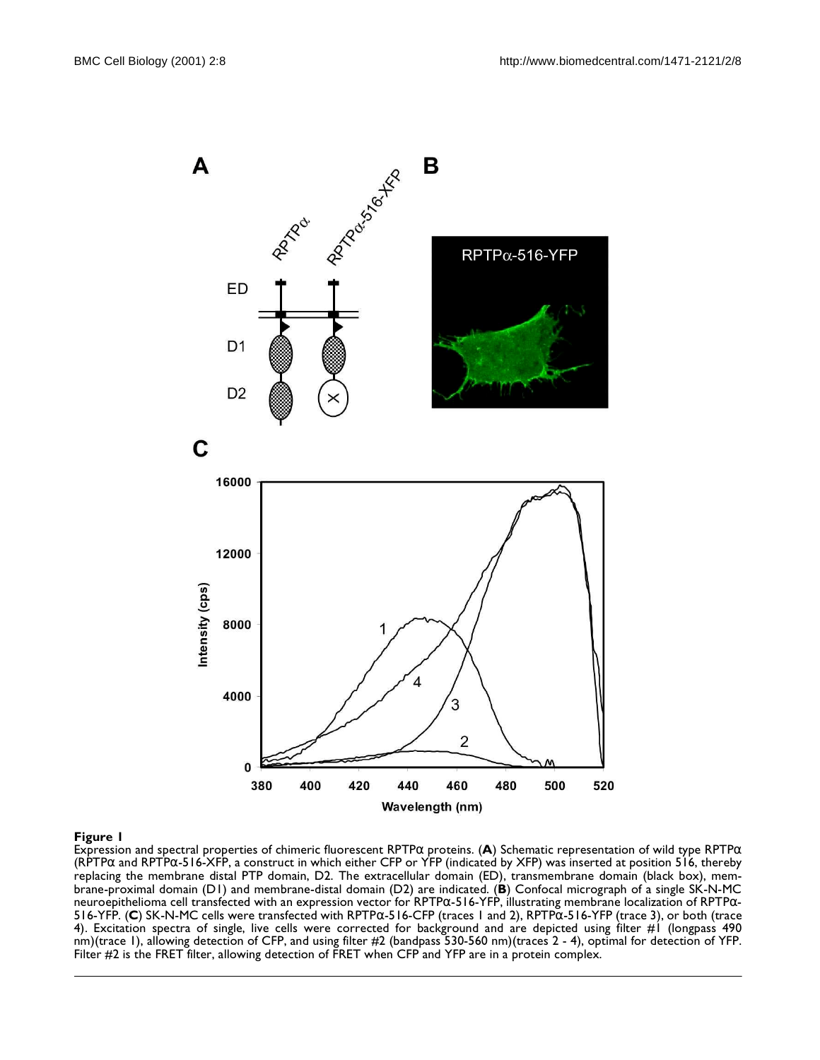**Figure 1**
Expression and spectral properties of chimeric fluorescent RPTPα proteins. (**A**) Schematic representation of wild type RPTPα (RPTPα and RPTPα-516-XFP, a construct in which either CFP or YFP (indicated by XFP) was inserted at position 516, thereby replacing the membrane distal PTP domain, D2. The extracellular domain (ED), transmembrane domain (black box), membrane-proximal domain (D1) and membrane-distal domain (D2) are indicated. (**B**) Confocal micrograph of a single SK-N-MC neuroepithelioma cell transfected with an expression vector for RPTPα-516-YFP, illustrating membrane localization of RPTPα-516-YFP. (**C**) SK-N-MC cells were transfected with RPTPα-516-CFP (traces 1 and 2), RPTPα-516-YFP (trace 3), or both (trace 4). Excitation spectra of single, live cells were corrected for background and are depicted using filter #1 (longpass 490 nm)(trace 1), allowing detection of CFP, and using filter #2 (bandpass 530-560 nm)(traces 2 - 4), optimal for detection of YFP. Filter #2 is the FRET filter, allowing detection of FRET when CFP and YFP are in a protein complex.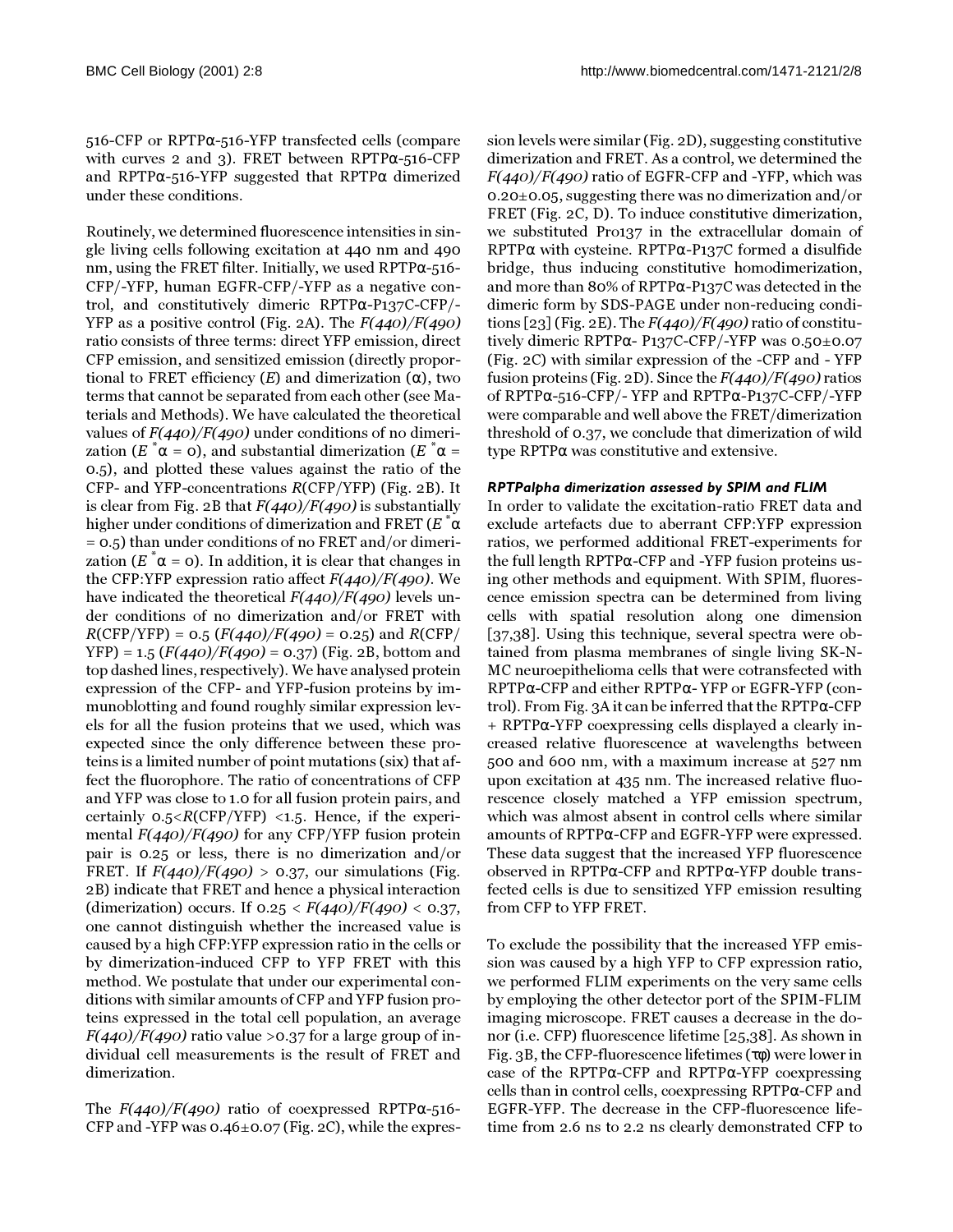516-CFP or RPTPα-516-YFP transfected cells (compare with curves 2 and 3). FRET between RPTPα-516-CFP and RPTPα-516-YFP suggested that RPTPα dimerized under these conditions.

Routinely, we determined fluorescence intensities in single living cells following excitation at 440 nm and 490 nm, using the FRET filter. Initially, we used RPTPα-516-CFP/-YFP, human EGFR-CFP/-YFP as a negative control, and constitutively dimeric RPTPα-P137C-CFP/-YFP as a positive control (Fig. 2A). The *F(440)/F(490)* ratio consists of three terms: direct YFP emission, direct CFP emission, and sensitized emission (directly proportional to FRET efficiency ($E$) and dimerization (α), two terms that cannot be separated from each other (see Materials and Methods). We have calculated the theoretical values of *F(440)/F(490)* under conditions of no dimerization ($E^* \alpha = 0$), and substantial dimerization ($E^* \alpha = 0.5$), and plotted these values against the ratio of the CFP- and YFP-concentrations $R$(CFP/YFP) (Fig. 2B). It is clear from Fig. 2B that *F(440)/F(490)* is substantially higher under conditions of dimerization and FRET ($E^* \alpha = 0.5$) than under conditions of no FRET and/or dimerization ($E^* \alpha = 0$). In addition, it is clear that changes in the CFP:YFP expression ratio affect *F(440)/F(490)*. We have indicated the theoretical *F(440)/F(490)* levels under conditions of no dimerization and/or FRET with $R$(CFP/YFP) = 0.5 (*F(440)/F(490)* = 0.25) and $R$(CFP/YFP) = 1.5 (*F(440)/F(490)* = 0.37) (Fig. 2B, bottom and top dashed lines, respectively). We have analysed protein expression of the CFP- and YFP-fusion proteins by immunoblotting and found roughly similar expression levels for all the fusion proteins that we used, which was expected since the only difference between these proteins is a limited number of point mutations (six) that affect the fluorophore. The ratio of concentrations of CFP and YFP was close to 1.0 for all fusion protein pairs, and certainly $0.5 < R$(CFP/YFP) $< 1.5$. Hence, if the experimental *F(440)/F(490)* for any CFP/YFP fusion protein pair is 0.25 or less, there is no dimerization and/or FRET. If *F(440)/F(490)* > 0.37, our simulations (Fig. 2B) indicate that FRET and hence a physical interaction (dimerization) occurs. If 0.25 < *F(440)/F(490)* < 0.37, one cannot distinguish whether the increased value is caused by a high CFP:YFP expression ratio in the cells or by dimerization-induced CFP to YFP FRET with this method. We postulate that under our experimental conditions with similar amounts of CFP and YFP fusion proteins expressed in the total cell population, an average *F(440)/F(490)* ratio value >0.37 for a large group of individual cell measurements is the result of FRET and dimerization.

The *F(440)/F(490)* ratio of coexpressed RPTPα-516-CFP and -YFP was 0.46±0.07 (Fig. 2C), while the expression levels were similar (Fig. 2D), suggesting constitutive dimerization and FRET. As a control, we determined the *F(440)/F(490)* ratio of EGFR-CFP and -YFP, which was 0.20±0.05, suggesting there was no dimerization and/or FRET (Fig. 2C, D). To induce constitutive dimerization, we substituted Pro137 in the extracellular domain of RPTPα with cysteine. RPTPα-P137C formed a disulfide bridge, thus inducing constitutive homodimerization, and more than 80% of RPTPα-P137C was detected in the dimeric form by SDS-PAGE under non-reducing conditions [23] (Fig. 2E). The *F(440)/F(490)* ratio of constitutively dimeric RPTPα- P137C-CFP/-YFP was 0.50±0.07 (Fig. 2C) with similar expression of the -CFP and - YFP fusion proteins (Fig. 2D). Since the *F(440)/F(490)* ratios of RPTPα-516-CFP/- YFP and RPTPα-P137C-CFP/-YFP were comparable and well above the FRET/dimerization threshold of 0.37, we conclude that dimerization of wild type RPTPα was constitutive and extensive.

#### *RPTPalpha dimerization assessed by SPIM and FLIM*

In order to validate the excitation-ratio FRET data and exclude artefacts due to aberrant CFP:YFP expression ratios, we performed additional FRET-experiments for the full length RPTPα-CFP and -YFP fusion proteins using other methods and equipment. With SPIM, fluorescence emission spectra can be determined from living cells with spatial resolution along one dimension [37,38]. Using this technique, several spectra were obtained from plasma membranes of single living SK-N-MC neuroepithelioma cells that were cotransfected with RPTPα-CFP and either RPTPα- YFP or EGFR-YFP (control). From Fig. 3A it can be inferred that the RPTPα-CFP + RPTPα-YFP coexpressing cells displayed a clearly increased relative fluorescence at wavelengths between 500 and 600 nm, with a maximum increase at 527 nm upon excitation at 435 nm. The increased relative fluorescence closely matched a YFP emission spectrum, which was almost absent in control cells where similar amounts of RPTPα-CFP and EGFR-YFP were expressed. These data suggest that the increased YFP fluorescence observed in RPTPα-CFP and RPTPα-YFP double transfected cells is due to sensitized YFP emission resulting from CFP to YFP FRET.

To exclude the possibility that the increased YFP emission was caused by a high YFP to CFP expression ratio, we performed FLIM experiments on the very same cells by employing the other detector port of the SPIM-FLIM imaging microscope. FRET causes a decrease in the donor (i.e. CFP) fluorescence lifetime [25,38]. As shown in Fig. 3B, the CFP-fluorescence lifetimes ($\tau\varphi$) were lower in case of the RPTPα-CFP and RPTPα-YFP coexpressing cells than in control cells, coexpressing RPTPα-CFP and EGFR-YFP. The decrease in the CFP-fluorescence lifetime from 2.6 ns to 2.2 ns clearly demonstrated CFP to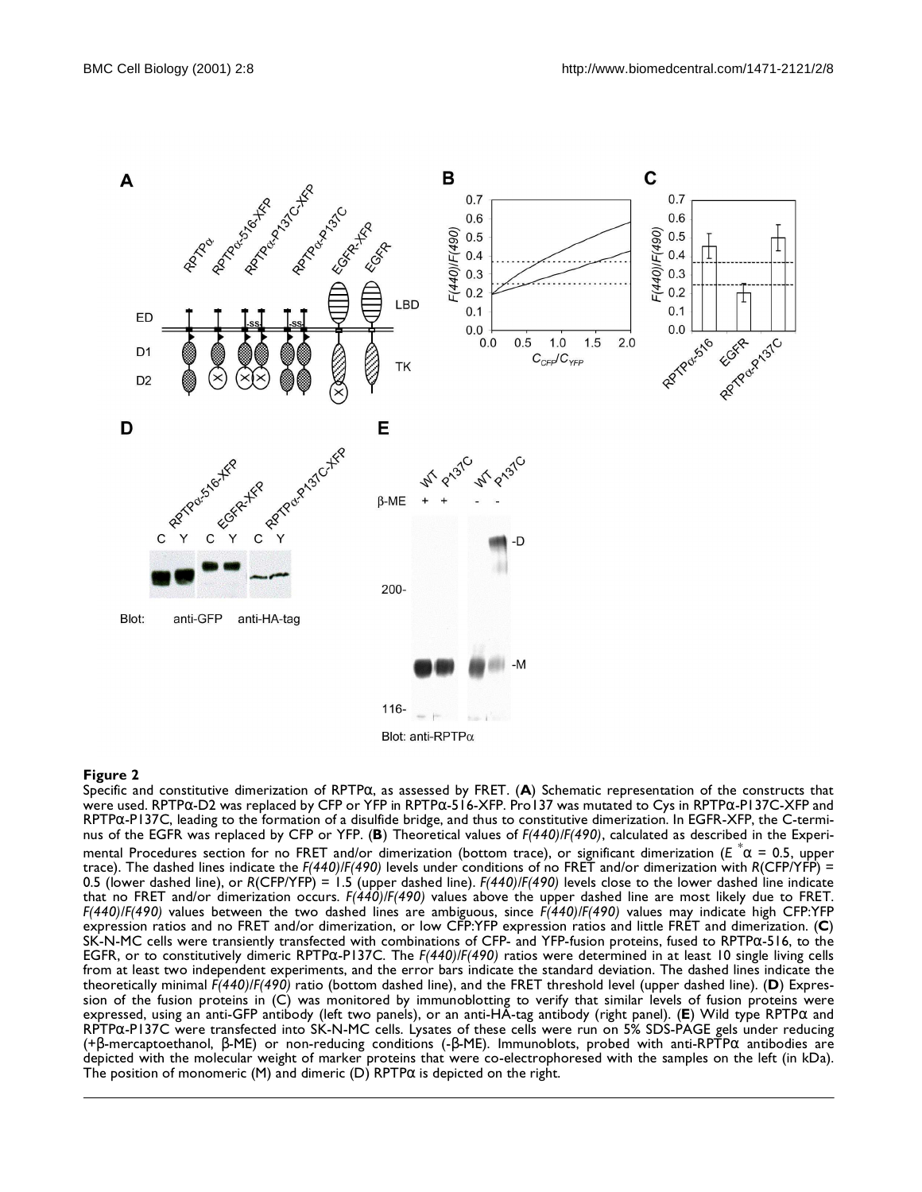**Figure 2**

Specific and constitutive dimerization of RPTPα, as assessed by FRET. (**A**) Schematic representation of the constructs that were used. RPTPα-D2 was replaced by CFP or YFP in RPTPα-516-XFP. Pro137 was mutated to Cys in RPTPα-P137C-XFP and RPTPα-P137C, leading to the formation of a disulfide bridge, and thus to constitutive dimerization. In EGFR-XFP, the C-terminus of the EGFR was replaced by CFP or YFP. (**B**) Theoretical values of *F(440)/F(490)*, calculated as described in the Experimental Procedures section for no FRET and/or dimerization (bottom trace), or significant dimerization ($E^*\alpha = 0.5$, upper trace). The dashed lines indicate the *F(440)/F(490)* levels under conditions of no FRET and/or dimerization with *R*(CFP/YFP) = 0.5 (lower dashed line), or *R*(CFP/YFP) = 1.5 (upper dashed line). *F(440)/F(490)* levels close to the lower dashed line indicate that no FRET and/or dimerization occurs. *F(440)/F(490)* values above the upper dashed line are most likely due to FRET. *F(440)/F(490)* values between the two dashed lines are ambiguous, since *F(440)/F(490)* values may indicate high CFP:YFP expression ratios and no FRET and/or dimerization, or low CFP:YFP expression ratios and little FRET and dimerization. (**C**) SK-N-MC cells were transiently transfected with combinations of CFP- and YFP-fusion proteins, fused to RPTPα-516, to the EGFR, or to constitutively dimeric RPTPα-P137C. The *F(440)/F(490)* ratios were determined in at least 10 single living cells from at least two independent experiments, and the error bars indicate the standard deviation. The dashed lines indicate the theoretically minimal *F(440)/F(490)* ratio (bottom dashed line), and the FRET threshold level (upper dashed line). (**D**) Expression of the fusion proteins in (C) was monitored by immunoblotting to verify that similar levels of fusion proteins were expressed, using an anti-GFP antibody (left two panels), or an anti-HA-tag antibody (right panel). (**E**) Wild type RPTPα and RPTPα-P137C were transfected into SK-N-MC cells. Lysates of these cells were run on 5% SDS-PAGE gels under reducing (+β-mercaptoethanol, β-ME) or non-reducing conditions (-β-ME). Immunoblots, probed with anti-RPTPα antibodies are depicted with the molecular weight of marker proteins that were co-electrophoresed with the samples on the left (in kDa). The position of monomeric (M) and dimeric (D) RPTPα is depicted on the right.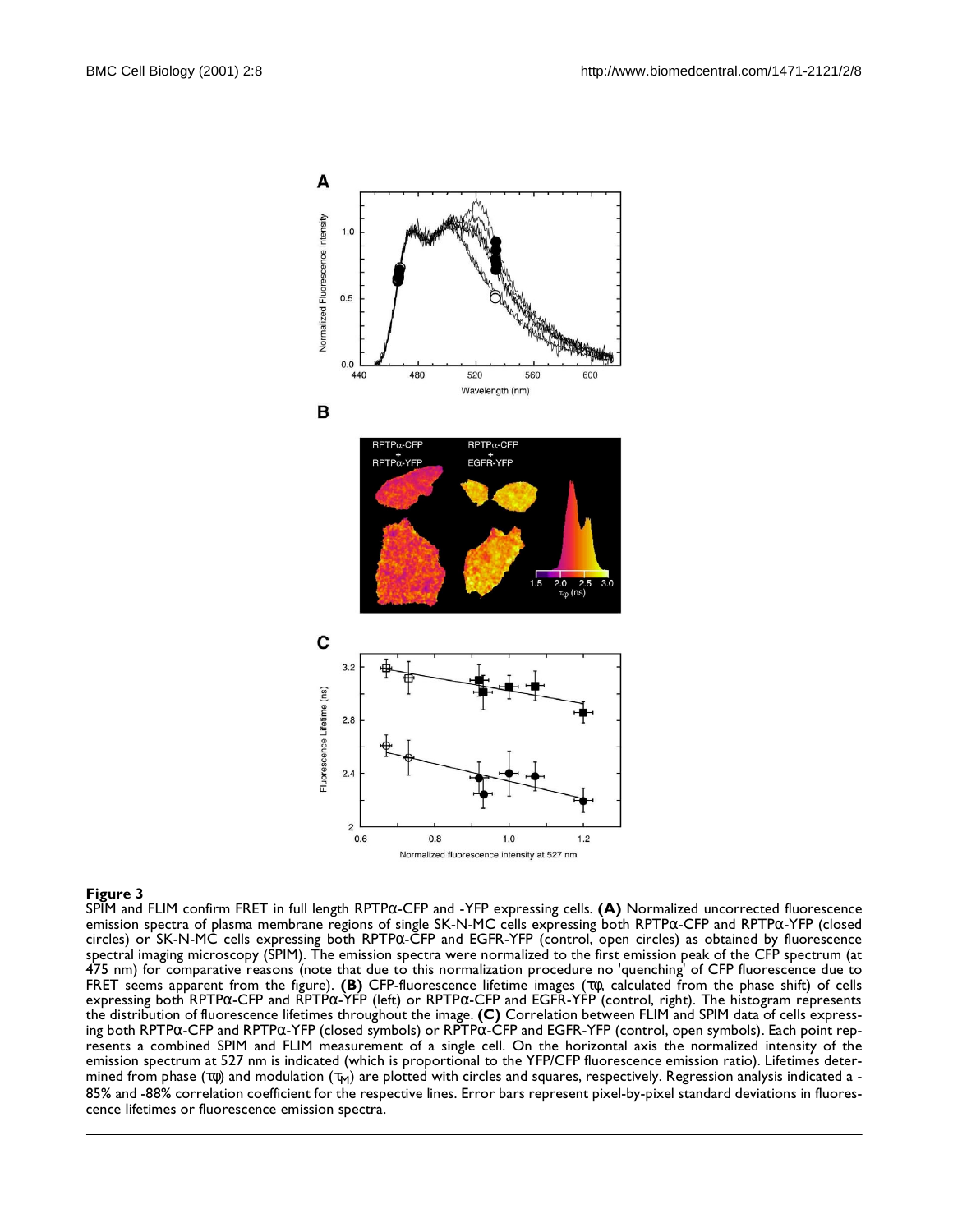**Figure 3**
SPIM and FLIM confirm FRET in full length RPTPα-CFP and -YFP expressing cells. **(A)** Normalized uncorrected fluorescence emission spectra of plasma membrane regions of single SK-N-MC cells expressing both RPTPα-CFP and RPTPα-YFP (closed circles) or SK-N-MC cells expressing both RPTPα-CFP and EGFR-YFP (control, open circles) as obtained by fluorescence spectral imaging microscopy (SPIM). The emission spectra were normalized to the first emission peak of the CFP spectrum (at 475 nm) for comparative reasons (note that due to this normalization procedure no 'quenching' of CFP fluorescence due to FRET seems apparent from the figure). **(B)** CFP-fluorescence lifetime images ($\tau_\varphi$, calculated from the phase shift) of cells expressing both RPTPα-CFP and RPTPα-YFP (left) or RPTPα-CFP and EGFR-YFP (control, right). The histogram represents the distribution of fluorescence lifetimes throughout the image. **(C)** Correlation between FLIM and SPIM data of cells expressing both RPTPα-CFP and RPTPα-YFP (closed symbols) or RPTPα-CFP and EGFR-YFP (control, open symbols). Each point represents a combined SPIM and FLIM measurement of a single cell. On the horizontal axis the normalized intensity of the emission spectrum at 527 nm is indicated (which is proportional to the YFP/CFP fluorescence emission ratio). Lifetimes determined from phase ($\tau_\varphi$) and modulation ($\tau_M$) are plotted with circles and squares, respectively. Regression analysis indicated a -85% and -88% correlation coefficient for the respective lines. Error bars represent pixel-by-pixel standard deviations in fluorescence lifetimes or fluorescence emission spectra.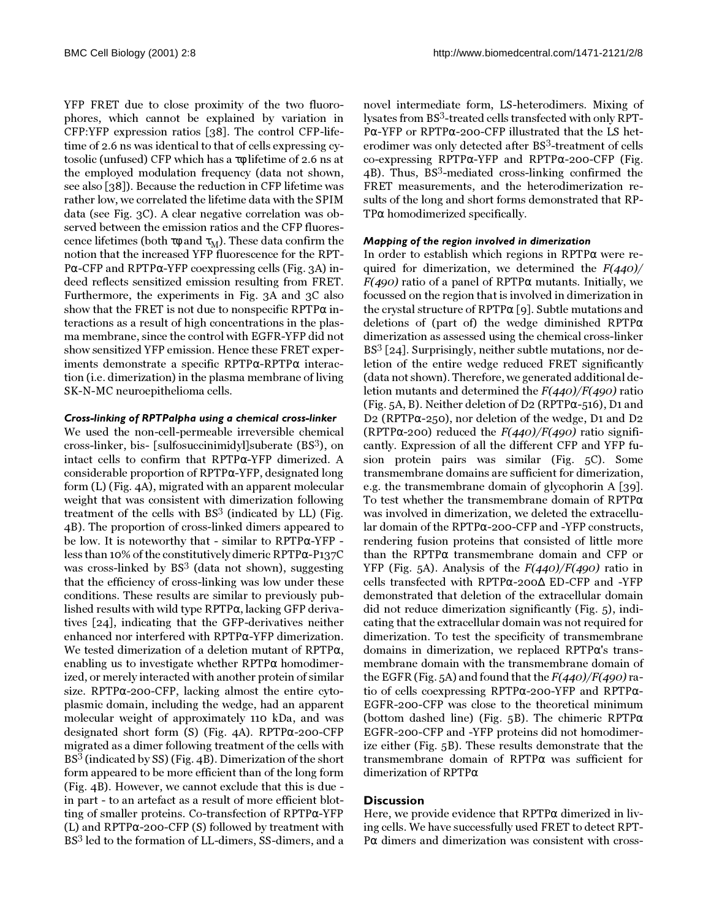YFP FRET due to close proximity of the two fluorophores, which cannot be explained by variation in CFP:YFP expression ratios [38]. The control CFP-lifetime of 2.6 ns was identical to that of cells expressing cytosolic (unfused) CFP which has a $\tau\varphi$ lifetime of 2.6 ns at the employed modulation frequency (data not shown, see also [38]). Because the reduction in CFP lifetime was rather low, we correlated the lifetime data with the SPIM data (see Fig. 3C). A clear negative correlation was observed between the emission ratios and the CFP fluorescence lifetimes (both $\tau\varphi$ and $\tau_M$). These data confirm the notion that the increased YFP fluorescence for the RPTPα-CFP and RPTPα-YFP coexpressing cells (Fig. 3A) indeed reflects sensitized emission resulting from FRET. Furthermore, the experiments in Fig. 3A and 3C also show that the FRET is not due to nonspecific RPTPα interactions as a result of high concentrations in the plasma membrane, since the control with EGFR-YFP did not show sensitized YFP emission. Hence these FRET experiments demonstrate a specific RPTPα-RPTPα interaction (i.e. dimerization) in the plasma membrane of living SK-N-MC neuroepithelioma cells.

### *Cross-linking of RPTPalpha using a chemical cross-linker*

We used the non-cell-permeable irreversible chemical cross-linker, bis- [sulfosuccinimidyl]suberate ($BS^3$), on intact cells to confirm that RPTPα-YFP dimerized. A considerable proportion of RPTPα-YFP, designated long form (L) (Fig. 4A), migrated with an apparent molecular weight that was consistent with dimerization following treatment of the cells with $BS^3$ (indicated by LL) (Fig. 4B). The proportion of cross-linked dimers appeared to be low. It is noteworthy that - similar to RPTPα-YFP - less than 10% of the constitutively dimeric RPTPα-P137C was cross-linked by $BS^3$ (data not shown), suggesting that the efficiency of cross-linking was low under these conditions. These results are similar to previously published results with wild type RPTPα, lacking GFP derivatives [24], indicating that the GFP-derivatives neither enhanced nor interfered with RPTPα-YFP dimerization. We tested dimerization of a deletion mutant of RPTPα, enabling us to investigate whether RPTPα homodimerized, or merely interacted with another protein of similar size. RPTPα-200-CFP, lacking almost the entire cytoplasmic domain, including the wedge, had an apparent molecular weight of approximately 110 kDa, and was designated short form (S) (Fig. 4A). RPTPα-200-CFP migrated as a dimer following treatment of the cells with $BS^3$ (indicated by SS) (Fig. 4B). Dimerization of the short form appeared to be more efficient than of the long form (Fig. 4B). However, we cannot exclude that this is due - in part - to an artefact as a result of more efficient blotting of smaller proteins. Co-transfection of RPTPα-YFP (L) and RPTPα-200-CFP (S) followed by treatment with $BS^3$ led to the formation of LL-dimers, SS-dimers, and a novel intermediate form, LS-heterodimers. Mixing of lysates from $BS^3$-treated cells transfected with only RPTPα-YFP or RPTPα-200-CFP illustrated that the LS heterodimer was only detected after $BS^3$-treatment of cells co-expressing RPTPα-YFP and RPTPα-200-CFP (Fig. 4B). Thus, $BS^3$-mediated cross-linking confirmed the FRET measurements, and the heterodimerization results of the long and short forms demonstrated that RPTPα homodimerized specifically.

### *Mapping of the region involved in dimerization*

In order to establish which regions in RPTPα were required for dimerization, we determined the *F(440)/F(490)* ratio of a panel of RPTPα mutants. Initially, we focussed on the region that is involved in dimerization in the crystal structure of RPTPα [9]. Subtle mutations and deletions of (part of) the wedge diminished RPTPα dimerization as assessed using the chemical cross-linker $BS^3$ [24]. Surprisingly, neither subtle mutations, nor deletion of the entire wedge reduced FRET significantly (data not shown). Therefore, we generated additional deletion mutants and determined the *F(440)/F(490)* ratio (Fig. 5A, B). Neither deletion of D2 (RPTPα-516), D1 and D2 (RPTPα-250), nor deletion of the wedge, D1 and D2 (RPTPα-200) reduced the *F(440)/F(490)* ratio significantly. Expression of all the different CFP and YFP fusion protein pairs was similar (Fig. 5C). Some transmembrane domains are sufficient for dimerization, e.g. the transmembrane domain of glycophorin A [39]. To test whether the transmembrane domain of RPTPα was involved in dimerization, we deleted the extracellular domain of the RPTPα-200-CFP and -YFP constructs, rendering fusion proteins that consisted of little more than the RPTPα transmembrane domain and CFP or YFP (Fig. 5A). Analysis of the *F(440)/F(490)* ratio in cells transfected with RPTPα-200Δ ED-CFP and -YFP demonstrated that deletion of the extracellular domain did not reduce dimerization significantly (Fig. 5), indicating that the extracellular domain was not required for dimerization. To test the specificity of transmembrane domains in dimerization, we replaced RPTPα's transmembrane domain with the transmembrane domain of the EGFR (Fig. 5A) and found that the *F(440)/F(490)* ratio of cells coexpressing RPTPα-200-YFP and RPTPα-EGFR-200-CFP was close to the theoretical minimum (bottom dashed line) (Fig. 5B). The chimeric RPTPα EGFR-200-CFP and -YFP proteins did not homodimerize either (Fig. 5B). These results demonstrate that the transmembrane domain of RPTPα was sufficient for dimerization of RPTPα

## Discussion

Here, we provide evidence that RPTPα dimerized in living cells. We have successfully used FRET to detect RPTPα dimers and dimerization was consistent with cross-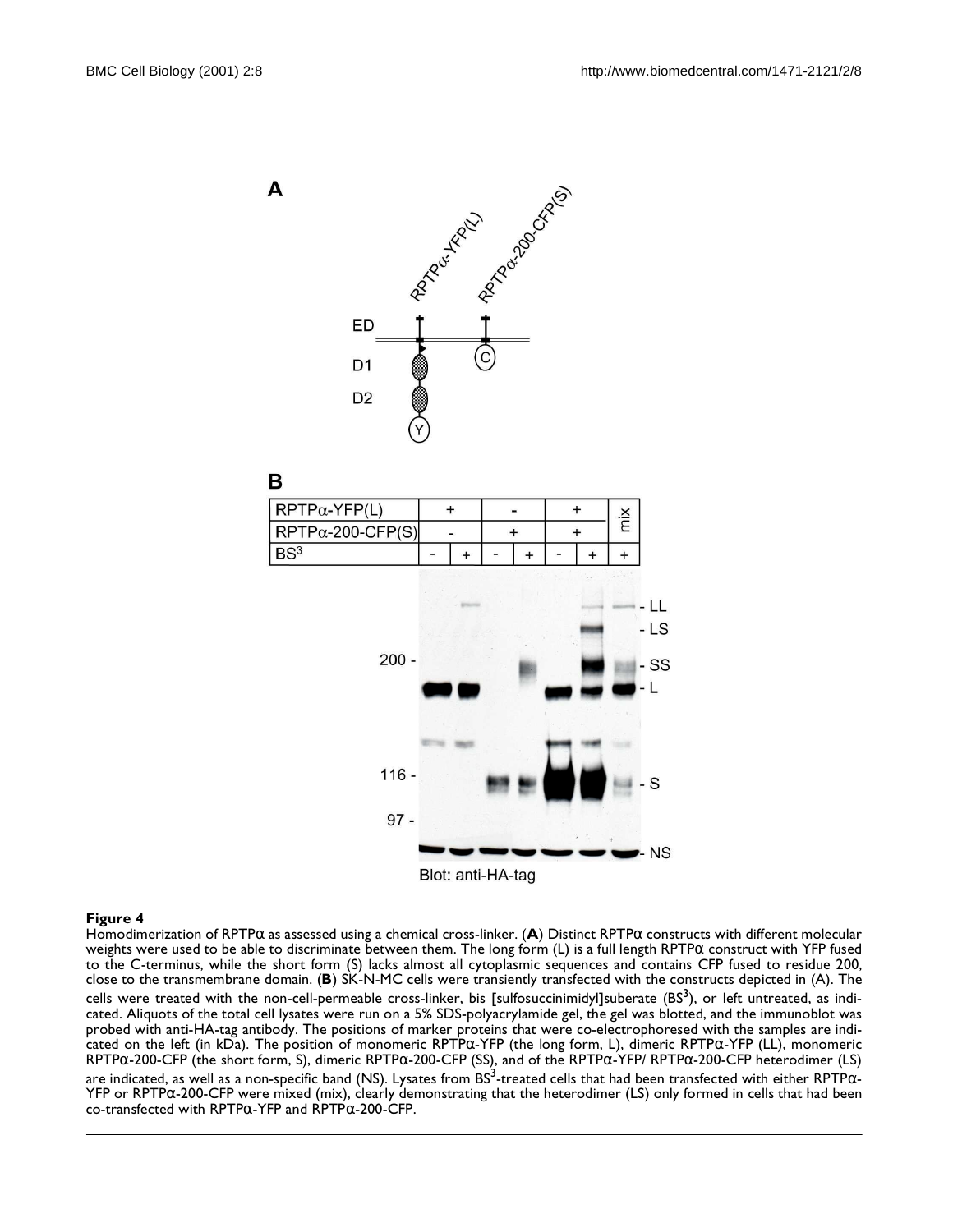**Figure 4**

Homodimerization of RPTPα as assessed using a chemical cross-linker. (**A**) Distinct RPTPα constructs with different molecular weights were used to be able to discriminate between them. The long form (L) is a full length RPTPα construct with YFP fused to the C-terminus, while the short form (S) lacks almost all cytoplasmic sequences and contains CFP fused to residue 200, close to the transmembrane domain. (**B**) SK-N-MC cells were transiently transfected with the constructs depicted in (A). The cells were treated with the non-cell-permeable cross-linker, bis [sulfosuccinimidyl]suberate ($BS^3$), or left untreated, as indicated. Aliquots of the total cell lysates were run on a 5% SDS-polyacrylamide gel, the gel was blotted, and the immunoblot was probed with anti-HA-tag antibody. The positions of marker proteins that were co-electrophoresed with the samples are indicated on the left (in kDa). The position of monomeric RPTPα-YFP (the long form, L), dimeric RPTPα-YFP (LL), monomeric RPTPα-200-CFP (the short form, S), dimeric RPTPα-200-CFP (SS), and of the RPTPα-YFP/ RPTPα-200-CFP heterodimer (LS) are indicated, as well as a non-specific band (NS). Lysates from $BS^3$-treated cells that had been transfected with either RPTPα-YFP or RPTPα-200-CFP were mixed (mix), clearly demonstrating that the heterodimer (LS) only formed in cells that had been co-transfected with RPTPα-YFP and RPTPα-200-CFP.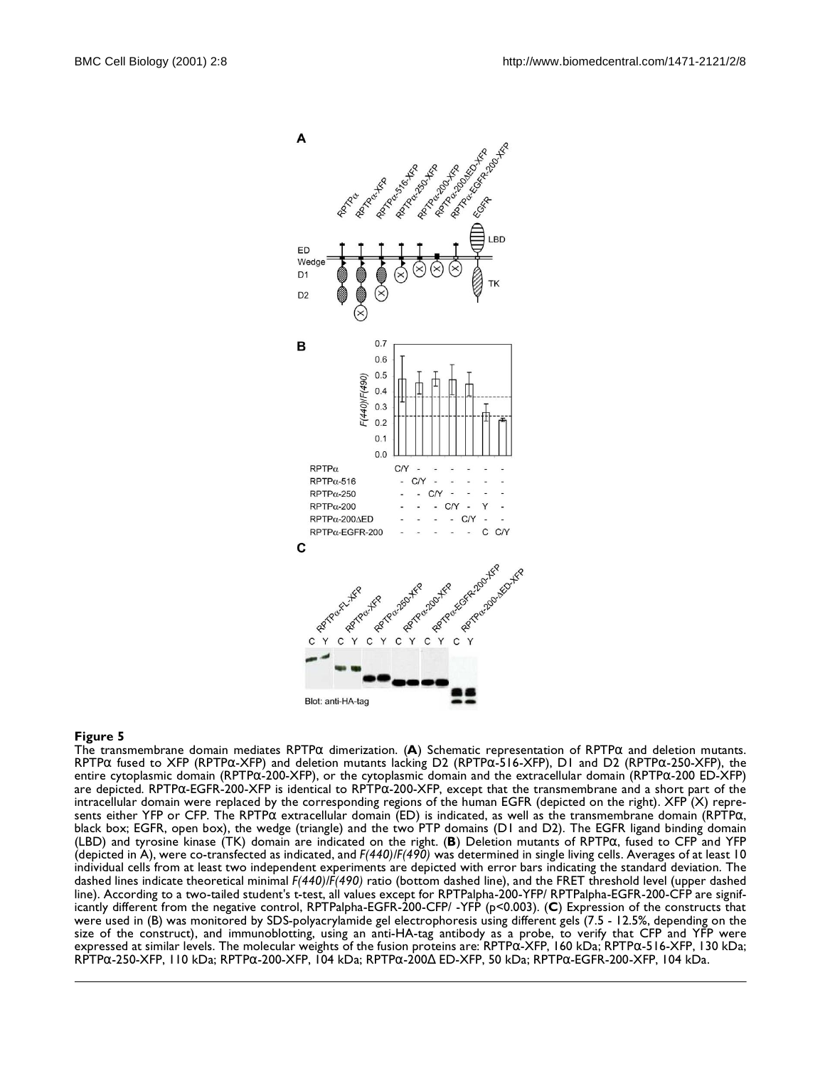**Figure 5**

The transmembrane domain mediates RPTPα dimerization. (**A**) Schematic representation of RPTPα and deletion mutants. RPTPα fused to XFP (RPTPα-XFP) and deletion mutants lacking D2 (RPTPα-516-XFP), D1 and D2 (RPTPα-250-XFP), the entire cytoplasmic domain (RPTPα-200-XFP), or the cytoplasmic domain and the extracellular domain (RPTPα-200 ED-XFP) are depicted. RPTPα-EGFR-200-XFP is identical to RPTPα-200-XFP, except that the transmembrane and a short part of the intracellular domain were replaced by the corresponding regions of the human EGFR (depicted on the right). XFP (X) represents either YFP or CFP. The RPTPα extracellular domain (ED) is indicated, as well as the transmembrane domain (RPTPα, black box; EGFR, open box), the wedge (triangle) and the two PTP domains (D1 and D2). The EGFR ligand binding domain (LBD) and tyrosine kinase (TK) domain are indicated on the right. (**B**) Deletion mutants of RPTPα, fused to CFP and YFP (depicted in A), were co-transfected as indicated, and *F(440)/F(490)* was determined in single living cells. Averages of at least 10 individual cells from at least two independent experiments are depicted with error bars indicating the standard deviation. The dashed lines indicate theoretical minimal *F(440)/F(490)* ratio (bottom dashed line), and the FRET threshold level (upper dashed line). According to a two-tailed student's t-test, all values except for RPTPalpha-200-YFP/ RPTPalpha-EGFR-200-CFP are significantly different from the negative control, RPTPalpha-EGFR-200-CFP/ -YFP ($p<0.003$). (**C**) Expression of the constructs that were used in (B) was monitored by SDS-polyacrylamide gel electrophoresis using different gels (7.5 - 12.5%, depending on the size of the construct), and immunoblotting, using an anti-HA-tag antibody as a probe, to verify that CFP and YFP were expressed at similar levels. The molecular weights of the fusion proteins are: RPTPα-XFP, 160 kDa; RPTPα-516-XFP, 130 kDa; RPTPα-250-XFP, 110 kDa; RPTPα-200-XFP, 104 kDa; RPTPα-200Δ ED-XFP, 50 kDa; RPTPα-EGFR-200-XFP, 104 kDa.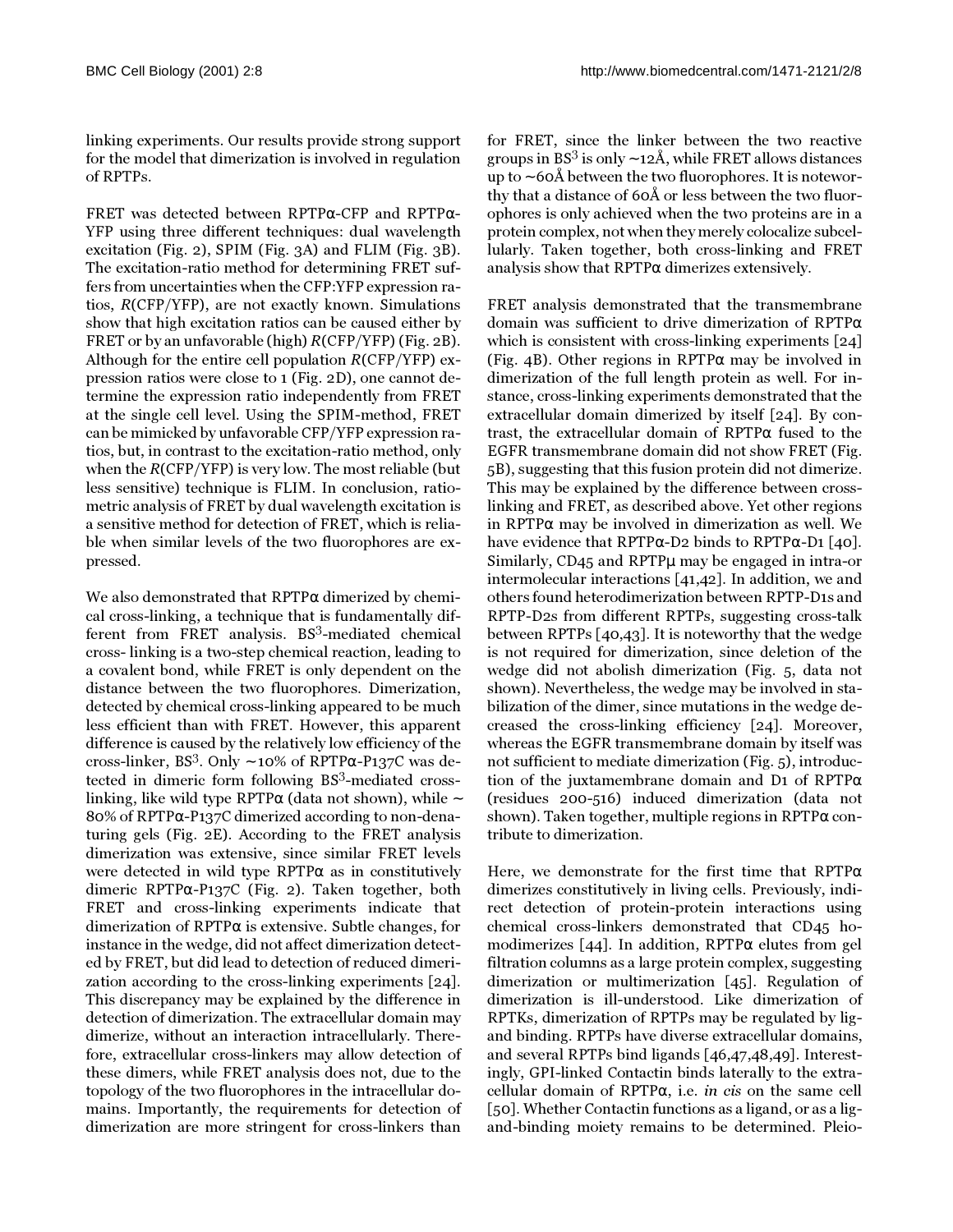linking experiments. Our results provide strong support for the model that dimerization is involved in regulation of RPTPs.

FRET was detected between RPTPα-CFP and RPTPα-YFP using three different techniques: dual wavelength excitation (Fig. 2), SPIM (Fig. 3A) and FLIM (Fig. 3B). The excitation-ratio method for determining FRET suffers from uncertainties when the CFP:YFP expression ratios, *R*(CFP/YFP), are not exactly known. Simulations show that high excitation ratios can be caused either by FRET or by an unfavorable (high) *R*(CFP/YFP) (Fig. 2B). Although for the entire cell population *R*(CFP/YFP) expression ratios were close to 1 (Fig. 2D), one cannot determine the expression ratio independently from FRET at the single cell level. Using the SPIM-method, FRET can be mimicked by unfavorable CFP/YFP expression ratios, but, in contrast to the excitation-ratio method, only when the *R*(CFP/YFP) is very low. The most reliable (but less sensitive) technique is FLIM. In conclusion, ratiometric analysis of FRET by dual wavelength excitation is a sensitive method for detection of FRET, which is reliable when similar levels of the two fluorophores are expressed.

We also demonstrated that RPTPα dimerized by chemical cross-linking, a technique that is fundamentally different from FRET analysis. $BS^3$-mediated chemical cross- linking is a two-step chemical reaction, leading to a covalent bond, while FRET is only dependent on the distance between the two fluorophores. Dimerization, detected by chemical cross-linking appeared to be much less efficient than with FRET. However, this apparent difference is caused by the relatively low efficiency of the cross-linker, $BS^3$. Only ~10% of RPTPα-P137C was detected in dimeric form following $BS^3$-mediated cross-linking, like wild type RPTPα (data not shown), while ~ 80% of RPTPα-P137C dimerized according to non-denaturing gels (Fig. 2E). According to the FRET analysis dimerization was extensive, since similar FRET levels were detected in wild type RPTPα as in constitutively dimeric RPTPα-P137C (Fig. 2). Taken together, both FRET and cross-linking experiments indicate that dimerization of RPTPα is extensive. Subtle changes, for instance in the wedge, did not affect dimerization detected by FRET, but did lead to detection of reduced dimerization according to the cross-linking experiments [24]. This discrepancy may be explained by the difference in detection of dimerization. The extracellular domain may dimerize, without an interaction intracellularly. Therefore, extracellular cross-linkers may allow detection of these dimers, while FRET analysis does not, due to the topology of the two fluorophores in the intracellular domains. Importantly, the requirements for detection of dimerization are more stringent for cross-linkers than for FRET, since the linker between the two reactive groups in $BS^3$ is only ~12Å, while FRET allows distances up to ~60Å between the two fluorophores. It is noteworthy that a distance of 60Å or less between the two fluorophores is only achieved when the two proteins are in a protein complex, not when they merely colocalize subcellularly. Taken together, both cross-linking and FRET analysis show that RPTPα dimerizes extensively.

FRET analysis demonstrated that the transmembrane domain was sufficient to drive dimerization of RPTPα which is consistent with cross-linking experiments [24] (Fig. 4B). Other regions in RPTPα may be involved in dimerization of the full length protein as well. For instance, cross-linking experiments demonstrated that the extracellular domain dimerized by itself [24]. By contrast, the extracellular domain of RPTPα fused to the EGFR transmembrane domain did not show FRET (Fig. 5B), suggesting that this fusion protein did not dimerize. This may be explained by the difference between cross-linking and FRET, as described above. Yet other regions in RPTPα may be involved in dimerization as well. We have evidence that RPTPα-D2 binds to RPTPα-D1 [40]. Similarly, CD45 and RPTPμ may be engaged in intra-or intermolecular interactions [41,42]. In addition, we and others found heterodimerization between RPTP-D1s and RPTP-D2s from different RPTPs, suggesting cross-talk between RPTPs [40,43]. It is noteworthy that the wedge is not required for dimerization, since deletion of the wedge did not abolish dimerization (Fig. 5, data not shown). Nevertheless, the wedge may be involved in stabilization of the dimer, since mutations in the wedge decreased the cross-linking efficiency [24]. Moreover, whereas the EGFR transmembrane domain by itself was not sufficient to mediate dimerization (Fig. 5), introduction of the juxtamembrane domain and D1 of RPTPα (residues 200-516) induced dimerization (data not shown). Taken together, multiple regions in RPTPα contribute to dimerization.

Here, we demonstrate for the first time that RPTPα dimerizes constitutively in living cells. Previously, indirect detection of protein-protein interactions using chemical cross-linkers demonstrated that CD45 homodimerizes [44]. In addition, RPTPα elutes from gel filtration columns as a large protein complex, suggesting dimerization or multimerization [45]. Regulation of dimerization is ill-understood. Like dimerization of RPTKs, dimerization of RPTPs may be regulated by ligand binding. RPTPs have diverse extracellular domains, and several RPTPs bind ligands [46,47,48,49]. Interestingly, GPI-linked Contactin binds laterally to the extracellular domain of RPTPα, i.e. *in cis* on the same cell [50]. Whether Contactin functions as a ligand, or as a ligand-binding moiety remains to be determined. Pleio-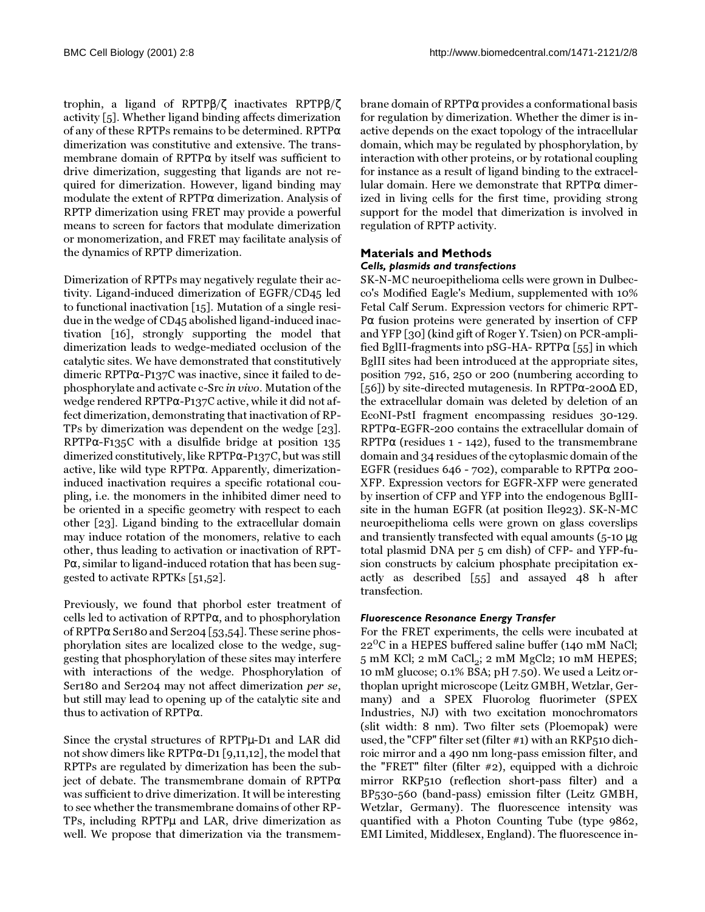trophin, a ligand of RPTPβ/ζ inactivates RPTPβ/ζ activity [5]. Whether ligand binding affects dimerization of any of these RPTPs remains to be determined. RPTPα dimerization was constitutive and extensive. The transmembrane domain of RPTPα by itself was sufficient to drive dimerization, suggesting that ligands are not required for dimerization. However, ligand binding may modulate the extent of RPTPα dimerization. Analysis of RPTP dimerization using FRET may provide a powerful means to screen for factors that modulate dimerization or monomerization, and FRET may facilitate analysis of the dynamics of RPTP dimerization.

Dimerization of RPTPs may negatively regulate their activity. Ligand-induced dimerization of EGFR/CD45 led to functional inactivation [15]. Mutation of a single residue in the wedge of CD45 abolished ligand-induced inactivation [16], strongly supporting the model that dimerization leads to wedge-mediated occlusion of the catalytic sites. We have demonstrated that constitutively dimeric RPTPα-P137C was inactive, since it failed to dephosphorylate and activate c-Src *in vivo*. Mutation of the wedge rendered RPTPα-P137C active, while it did not affect dimerization, demonstrating that inactivation of RPTPs by dimerization was dependent on the wedge [23]. RPTPα-F135C with a disulfide bridge at position 135 dimerized constitutively, like RPTPα-P137C, but was still active, like wild type RPTPα. Apparently, dimerization-induced inactivation requires a specific rotational coupling, i.e. the monomers in the inhibited dimer need to be oriented in a specific geometry with respect to each other [23]. Ligand binding to the extracellular domain may induce rotation of the monomers, relative to each other, thus leading to activation or inactivation of RPTPα, similar to ligand-induced rotation that has been suggested to activate RPTKs [51,52].

Previously, we found that phorbol ester treatment of cells led to activation of RPTPα, and to phosphorylation of RPTPα Ser180 and Ser204 [53,54]. These serine phosphorylation sites are localized close to the wedge, suggesting that phosphorylation of these sites may interfere with interactions of the wedge. Phosphorylation of Ser180 and Ser204 may not affect dimerization *per se*, but still may lead to opening up of the catalytic site and thus to activation of RPTPα.

Since the crystal structures of RPTPμ-D1 and LAR did not show dimers like RPTPα-D1 [9,11,12], the model that RPTPs are regulated by dimerization has been the subject of debate. The transmembrane domain of RPTPα was sufficient to drive dimerization. It will be interesting to see whether the transmembrane domains of other RPTPs, including RPTPμ and LAR, drive dimerization as well. We propose that dimerization via the transmembrane domain of RPTPα provides a conformational basis for regulation by dimerization. Whether the dimer is inactive depends on the exact topology of the intracellular domain, which may be regulated by phosphorylation, by interaction with other proteins, or by rotational coupling for instance as a result of ligand binding to the extracellular domain. Here we demonstrate that RPTPα dimerized in living cells for the first time, providing strong support for the model that dimerization is involved in regulation of RPTP activity.

## Materials and Methods

### *Cells, plasmids and transfections*

SK-N-MC neuroepithelioma cells were grown in Dulbecco's Modified Eagle's Medium, supplemented with 10% Fetal Calf Serum. Expression vectors for chimeric RPTPα fusion proteins were generated by insertion of CFP and YFP [30] (kind gift of Roger Y. Tsien) on PCR-amplified BglII-fragments into pSG-HA- RPTPα [55] in which BglII sites had been introduced at the appropriate sites, position 792, 516, 250 or 200 (numbering according to [56]) by site-directed mutagenesis. In RPTPα-200Δ ED, the extracellular domain was deleted by deletion of an EcoNI-PstI fragment encompassing residues 30-129. RPTPα-EGFR-200 contains the extracellular domain of RPTPα (residues 1 - 142), fused to the transmembrane domain and 34 residues of the cytoplasmic domain of the EGFR (residues 646 - 702), comparable to RPTPα 200-XFP. Expression vectors for EGFR-XFP were generated by insertion of CFP and YFP into the endogenous BglII-site in the human EGFR (at position Ile923). SK-N-MC neuroepithelioma cells were grown on glass coverslips and transiently transfected with equal amounts (5-10 μg total plasmid DNA per 5 cm dish) of CFP- and YFP-fusion constructs by calcium phosphate precipitation exactly as described [55] and assayed 48 h after transfection.

### *Fluorescence Resonance Energy Transfer*

For the FRET experiments, the cells were incubated at 22°C in a HEPES buffered saline buffer (140 mM NaCl; 5 mM KCl; 2 mM $CaCl_2$; 2 mM MgCl2; 10 mM HEPES; 10 mM glucose; 0.1% BSA; pH 7.50). We used a Leitz orthoplan upright microscope (Leitz GMBH, Wetzlar, Germany) and a SPEX Fluorolog fluorimeter (SPEX Industries, NJ) with two excitation monochromators (slit width: 8 nm). Two filter sets (Ploemopak) were used, the "CFP" filter set (filter #1) with an RKP510 dichroic mirror and a 490 nm long-pass emission filter, and the "FRET" filter (filter #2), equipped with a dichroic mirror RKP510 (reflection short-pass filter) and a BP530-560 (band-pass) emission filter (Leitz GMBH, Wetzlar, Germany). The fluorescence intensity was quantified with a Photon Counting Tube (type 9862, EMI Limited, Middlesex, England). The fluorescence in-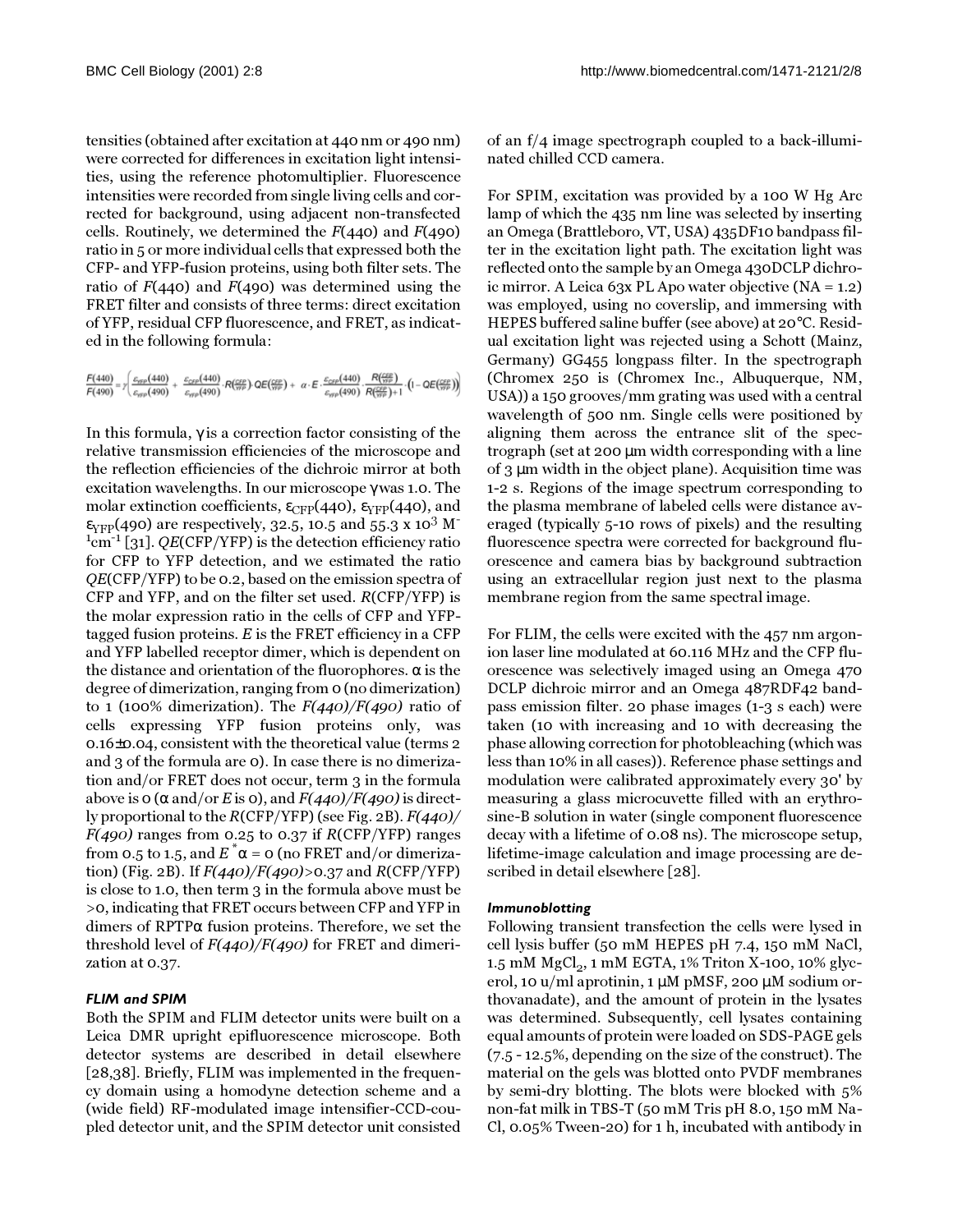tensities (obtained after excitation at 440 nm or 490 nm) were corrected for differences in excitation light intensities, using the reference photomultiplier. Fluorescence intensities were recorded from single living cells and corrected for background, using adjacent non-transfected cells. Routinely, we determined the *F*(440) and *F*(490) ratio in 5 or more individual cells that expressed both the CFP- and YFP-fusion proteins, using both filter sets. The ratio of *F*(440) and *F*(490) was determined using the FRET filter and consists of three terms: direct excitation of YFP, residual CFP fluorescence, and FRET, as indicated in the following formula:

$$\frac{F(440)}{F(490)} = \gamma\left(\frac{\varepsilon_{YFP}(440)}{\varepsilon_{YFP}(490)} + \frac{\varepsilon_{CFP}(440)}{\varepsilon_{YFP}(490)} \cdot R\left(\tfrac{CFP}{YFP}\right) \cdot QE\left(\tfrac{CFP}{YFP}\right) + \alpha \cdot E \cdot \frac{\varepsilon_{CFP}(440)}{\varepsilon_{YFP}(490)} \cdot \frac{R\left(\frac{CFP}{YFP}\right)}{R\left(\frac{CFP}{YFP}\right)+1} \cdot \left(1 - QE\left(\tfrac{CFP}{YFP}\right)\right)\right)$$

In this formula, $\gamma$ is a correction factor consisting of the relative transmission efficiencies of the microscope and the reflection efficiencies of the dichroic mirror at both excitation wavelengths. In our microscope $\gamma$ was 1.0. The molar extinction coefficients, $\varepsilon_{CFP}(440)$, $\varepsilon_{YFP}(440)$, and $\varepsilon_{YFP}(490)$ are respectively, 32.5, 10.5 and 55.3 x $10^3$ $M^{-1}cm^{-1}$ [31]. *QE*(CFP/YFP) is the detection efficiency ratio for CFP to YFP detection, and we estimated the ratio *QE*(CFP/YFP) to be 0.2, based on the emission spectra of CFP and YFP, and on the filter set used. *R*(CFP/YFP) is the molar expression ratio in the cells of CFP and YFP-tagged fusion proteins. *E* is the FRET efficiency in a CFP and YFP labelled receptor dimer, which is dependent on the distance and orientation of the fluorophores. $\alpha$ is the degree of dimerization, ranging from 0 (no dimerization) to 1 (100% dimerization). The *F(440)/F(490)* ratio of cells expressing YFP fusion proteins only, was 0.16±0.04, consistent with the theoretical value (terms 2 and 3 of the formula are 0). In case there is no dimerization and/or FRET does not occur, term 3 in the formula above is 0 ($\alpha$ and/or *E* is 0), and *F(440)/F(490)* is directly proportional to the *R*(CFP/YFP) (see Fig. 2B). *F(440)/F(490)* ranges from 0.25 to 0.37 if *R*(CFP/YFP) ranges from 0.5 to 1.5, and $E^*\alpha = 0$ (no FRET and/or dimerization) (Fig. 2B). If *F(440)/F(490)*>0.37 and *R*(CFP/YFP) is close to 1.0, then term 3 in the formula above must be >0, indicating that FRET occurs between CFP and YFP in dimers of RPTPα fusion proteins. Therefore, we set the threshold level of *F(440)/F(490)* for FRET and dimerization at 0.37.

#### *FLIM and SPIM*

Both the SPIM and FLIM detector units were built on a Leica DMR upright epifluorescence microscope. Both detector systems are described in detail elsewhere [28,38]. Briefly, FLIM was implemented in the frequency domain using a homodyne detection scheme and a (wide field) RF-modulated image intensifier-CCD-coupled detector unit, and the SPIM detector unit consisted of an f/4 image spectrograph coupled to a back-illuminated chilled CCD camera.

For SPIM, excitation was provided by a 100 W Hg Arc lamp of which the 435 nm line was selected by inserting an Omega (Brattleboro, VT, USA) 435DF10 bandpass filter in the excitation light path. The excitation light was reflected onto the sample by an Omega 430DCLP dichroic mirror. A Leica 63x PL Apo water objective (NA = 1.2) was employed, using no coverslip, and immersing with HEPES buffered saline buffer (see above) at 20°C. Residual excitation light was rejected using a Schott (Mainz, Germany) GG455 longpass filter. In the spectrograph (Chromex 250 is (Chromex Inc., Albuquerque, NM, USA)) a 150 grooves/mm grating was used with a central wavelength of 500 nm. Single cells were positioned by aligning them across the entrance slit of the spectrograph (set at 200 μm width corresponding with a line of 3 μm width in the object plane). Acquisition time was 1-2 s. Regions of the image spectrum corresponding to the plasma membrane of labeled cells were distance averaged (typically 5-10 rows of pixels) and the resulting fluorescence spectra were corrected for background fluorescence and camera bias by background subtraction using an extracellular region just next to the plasma membrane region from the same spectral image.

For FLIM, the cells were excited with the 457 nm argon-ion laser line modulated at 60.116 MHz and the CFP fluorescence was selectively imaged using an Omega 470 DCLP dichroic mirror and an Omega 487RDF42 bandpass emission filter. 20 phase images (1-3 s each) were taken (10 with increasing and 10 with decreasing the phase allowing correction for photobleaching (which was less than 10% in all cases)). Reference phase settings and modulation were calibrated approximately every 30' by measuring a glass microcuvette filled with an erythrosine-B solution in water (single component fluorescence decay with a lifetime of 0.08 ns). The microscope setup, lifetime-image calculation and image processing are described in detail elsewhere [28].

#### *Immunoblotting*

Following transient transfection the cells were lysed in cell lysis buffer (50 mM HEPES pH 7.4, 150 mM NaCl, 1.5 mM $MgCl_2$, 1 mM EGTA, 1% Triton X-100, 10% glycerol, 10 u/ml aprotinin, 1 μM pMSF, 200 μM sodium orthovanadate), and the amount of protein in the lysates was determined. Subsequently, cell lysates containing equal amounts of protein were loaded on SDS-PAGE gels (7.5 - 12.5%, depending on the size of the construct). The material on the gels was blotted onto PVDF membranes by semi-dry blotting. The blots were blocked with 5% non-fat milk in TBS-T (50 mM Tris pH 8.0, 150 mM NaCl, 0.05% Tween-20) for 1 h, incubated with antibody in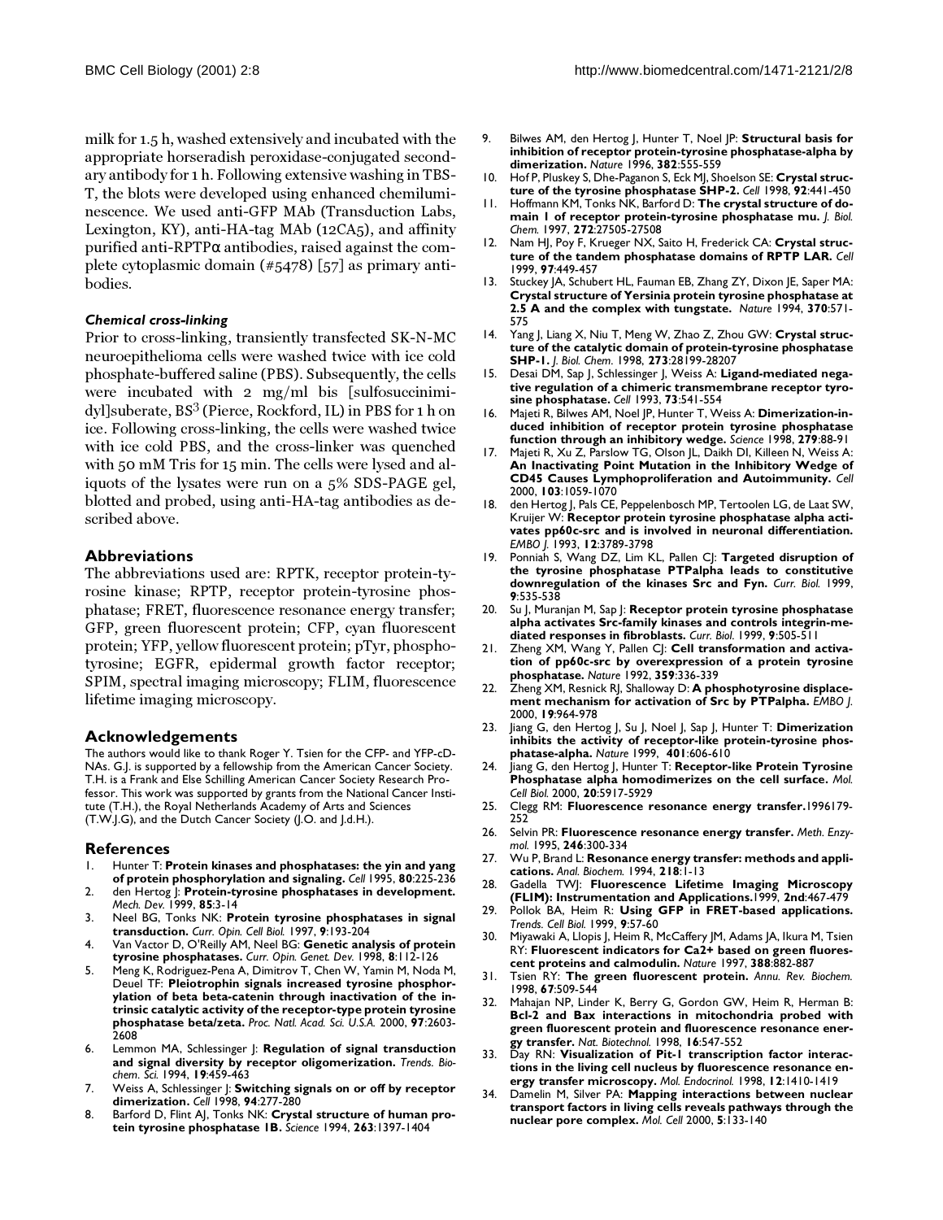milk for 1.5 h, washed extensively and incubated with the appropriate horseradish peroxidase-conjugated secondary antibody for 1 h. Following extensive washing in TBS-T, the blots were developed using enhanced chemiluminescence. We used anti-GFP MAb (Transduction Labs, Lexington, KY), anti-HA-tag MAb (12CA5), and affinity purified anti-RPTPα antibodies, raised against the complete cytoplasmic domain (#5478) [57] as primary antibodies.

#### *Chemical cross-linking*

Prior to cross-linking, transiently transfected SK-N-MC neuroepithelioma cells were washed twice with ice cold phosphate-buffered saline (PBS). Subsequently, the cells were incubated with 2 mg/ml bis [sulfosuccinimidyl]suberate, $BS^3$ (Pierce, Rockford, IL) in PBS for 1 h on ice. Following cross-linking, the cells were washed twice with ice cold PBS, and the cross-linker was quenched with 50 mM Tris for 15 min. The cells were lysed and aliquots of the lysates were run on a 5% SDS-PAGE gel, blotted and probed, using anti-HA-tag antibodies as described above.

## Abbreviations

The abbreviations used are: RPTK, receptor protein-tyrosine kinase; RPTP, receptor protein-tyrosine phosphatase; FRET, fluorescence resonance energy transfer; GFP, green fluorescent protein; CFP, cyan fluorescent protein; YFP, yellow fluorescent protein; pTyr, phosphotyrosine; EGFR, epidermal growth factor receptor; SPIM, spectral imaging microscopy; FLIM, fluorescence lifetime imaging microscopy.

## Acknowledgements

The authors would like to thank Roger Y. Tsien for the CFP- and YFP-cDNAs. G.J. is supported by a fellowship from the American Cancer Society. T.H. is a Frank and Else Schilling American Cancer Society Research Professor. This work was supported by grants from the National Cancer Institute (T.H.), the Royal Netherlands Academy of Arts and Sciences (T.W.J.G), and the Dutch Cancer Society (J.O. and J.d.H.).

## References

1. Hunter T: **Protein kinases and phosphatases: the yin and yang of protein phosphorylation and signaling.** *Cell* 1995, **80**:225-236
2. den Hertog J: **Protein-tyrosine phosphatases in development.** *Mech. Dev.* 1999, **85**:3-14
3. Neel BG, Tonks NK: **Protein tyrosine phosphatases in signal transduction.** *Curr. Opin. Cell Biol.* 1997, **9**:193-204
4. Van Vactor D, O'Reilly AM, Neel BG: **Genetic analysis of protein tyrosine phosphatases.** *Curr. Opin. Genet. Dev.* 1998, **8**:112-126
5. Meng K, Rodriguez-Pena A, Dimitrov T, Chen W, Yamin M, Noda M, Deuel TF: **Pleiotrophin signals increased tyrosine phosphorylation of beta beta-catenin through inactivation of the intrinsic catalytic activity of the receptor-type protein tyrosine phosphatase beta/zeta.** *Proc. Natl. Acad. Sci. U.S.A.* 2000, **97**:2603-2608
6. Lemmon MA, Schlessinger J: **Regulation of signal transduction and signal diversity by receptor oligomerization.** *Trends. Biochem. Sci.* 1994, **19**:459-463
7. Weiss A, Schlessinger J: **Switching signals on or off by receptor dimerization.** *Cell* 1998, **94**:277-280
8. Barford D, Flint AJ, Tonks NK: **Crystal structure of human protein tyrosine phosphatase 1B.** *Science* 1994, **263**:1397-1404
9. Bilwes AM, den Hertog J, Hunter T, Noel JP: **Structural basis for inhibition of receptor protein-tyrosine phosphatase-alpha by dimerization.** *Nature* 1996, **382**:555-559
10. Hof P, Pluskey S, Dhe-Paganon S, Eck MJ, Shoelson SE: **Crystal structure of the tyrosine phosphatase SHP-2.** *Cell* 1998, **92**:441-450
11. Hoffmann KM, Tonks NK, Barford D: **The crystal structure of domain 1 of receptor protein-tyrosine phosphatase mu.** *J. Biol. Chem.* 1997, **272**:27505-27508
12. Nam HJ, Poy F, Krueger NX, Saito H, Frederick CA: **Crystal structure of the tandem phosphatase domains of RPTP LAR.** *Cell* 1999, **97**:449-457
13. Stuckey JA, Schubert HL, Fauman EB, Zhang ZY, Dixon JE, Saper MA: **Crystal structure of Yersinia protein tyrosine phosphatase at 2.5 A and the complex with tungstate.** *Nature* 1994, **370**:571-575
14. Yang J, Liang X, Niu T, Meng W, Zhao Z, Zhou GW: **Crystal structure of the catalytic domain of protein-tyrosine phosphatase SHP-1.** *J. Biol. Chem.* 1998, **273**:28199-28207
15. Desai DM, Sap J, Schlessinger J, Weiss A: **Ligand-mediated negative regulation of a chimeric transmembrane receptor tyrosine phosphatase.** *Cell* 1993, **73**:541-554
16. Majeti R, Bilwes AM, Noel JP, Hunter T, Weiss A: **Dimerization-induced inhibition of receptor protein tyrosine phosphatase function through an inhibitory wedge.** *Science* 1998, **279**:88-91
17. Majeti R, Xu Z, Parslow TG, Olson JL, Daikh DI, Killeen N, Weiss A: **An Inactivating Point Mutation in the Inhibitory Wedge of CD45 Causes Lymphoproliferation and Autoimmunity.** *Cell* 2000, **103**:1059-1070
18. den Hertog J, Pals CE, Peppelenbosch MP, Tertoolen LG, de Laat SW, Kruijer W: **Receptor protein tyrosine phosphatase alpha activates pp60c-src and is involved in neuronal differentiation.** *EMBO J.* 1993, **12**:3789-3798
19. Ponniah S, Wang DZ, Lim KL, Pallen CJ: **Targeted disruption of the tyrosine phosphatase PTPalpha leads to constitutive downregulation of the kinases Src and Fyn.** *Curr. Biol.* 1999, **9**:535-538
20. Su J, Muranjan M, Sap J: **Receptor protein tyrosine phosphatase alpha activates Src-family kinases and controls integrin-mediated responses in fibroblasts.** *Curr. Biol.* 1999, **9**:505-511
21. Zheng XM, Wang Y, Pallen CJ: **Cell transformation and activation of pp60c-src by overexpression of a protein tyrosine phosphatase.** *Nature* 1992, **359**:336-339
22. Zheng XM, Resnick RJ, Shalloway D: **A phosphotyrosine displacement mechanism for activation of Src by PTPalpha.** *EMBO J.* 2000, **19**:964-978
23. Jiang G, den Hertog J, Su J, Noel J, Sap J, Hunter T: **Dimerization inhibits the activity of receptor-like protein-tyrosine phosphatase-alpha.** *Nature* 1999, **401**:606-610
24. Jiang G, den Hertog J, Hunter T: **Receptor-like Protein Tyrosine Phosphatase alpha homodimerizes on the cell surface.** *Mol. Cell Biol.* 2000, **20**:5917-5929
25. Clegg RM: **Fluorescence resonance energy transfer.**1996179-252
26. Selvin PR: **Fluorescence resonance energy transfer.** *Meth. Enzymol.* 1995, **246**:300-334
27. Wu P, Brand L: **Resonance energy transfer: methods and applications.** *Anal. Biochem.* 1994, **218**:1-13
28. Gadella TWJ: **Fluorescence Lifetime Imaging Microscopy (FLIM): Instrumentation and Applications.**1999, **2nd**:467-479
29. Pollok BA, Heim R: **Using GFP in FRET-based applications.** *Trends. Cell Biol.* 1999, **9**:57-60
30. Miyawaki A, Llopis J, Heim R, McCaffery JM, Adams JA, Ikura M, Tsien RY: **Fluorescent indicators for Ca2+ based on green fluorescent proteins and calmodulin.** *Nature* 1997, **388**:882-887
31. Tsien RY: **The green fluorescent protein.** *Annu. Rev. Biochem.* 1998, **67**:509-544
32. Mahajan NP, Linder K, Berry G, Gordon GW, Heim R, Herman B: **Bcl-2 and Bax interactions in mitochondria probed with green fluorescent protein and fluorescence resonance energy transfer.** *Nat. Biotechnol.* 1998, **16**:547-552
33. Day RN: **Visualization of Pit-1 transcription factor interactions in the living cell nucleus by fluorescence resonance energy transfer microscopy.** *Mol. Endocrinol.* 1998, **12**:1410-1419
34. Damelin M, Silver PA: **Mapping interactions between nuclear transport factors in living cells reveals pathways through the nuclear pore complex.** *Mol. Cell* 2000, **5**:133-140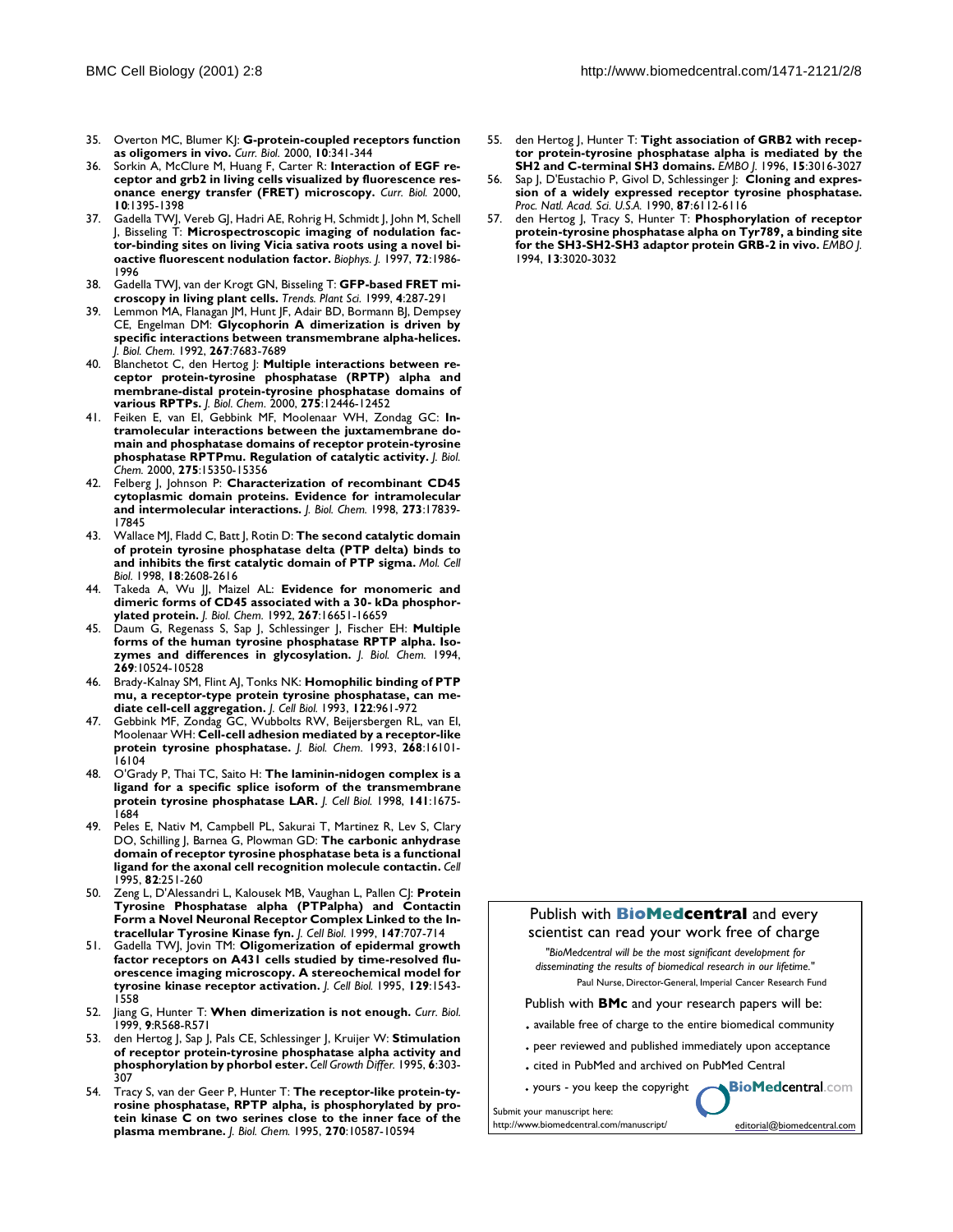35. Overton MC, Blumer KJ: **G-protein-coupled receptors function as oligomers in vivo.** *Curr. Biol.* 2000, **10**:341-344
36. Sorkin A, McClure M, Huang F, Carter R: **Interaction of EGF receptor and grb2 in living cells visualized by fluorescence resonance energy transfer (FRET) microscopy.** *Curr. Biol.* 2000, **10**:1395-1398
37. Gadella TWJ, Vereb GJ, Hadri AE, Rohrig H, Schmidt J, John M, Schell J, Bisseling T: **Microspectroscopic imaging of nodulation factor-binding sites on living Vicia sativa roots using a novel bioactive fluorescent nodulation factor.** *Biophys. J.* 1997, **72**:1986-1996
38. Gadella TWJ, van der Krogt GN, Bisseling T: **GFP-based FRET microscopy in living plant cells.** *Trends. Plant Sci.* 1999, **4**:287-291
39. Lemmon MA, Flanagan JM, Hunt JF, Adair BD, Bormann BJ, Dempsey CE, Engelman DM: **Glycophorin A dimerization is driven by specific interactions between transmembrane alpha-helices.** *J. Biol. Chem.* 1992, **267**:7683-7689
40. Blanchetot C, den Hertog J: **Multiple interactions between receptor protein-tyrosine phosphatase (RPTP) alpha and membrane-distal protein-tyrosine phosphatase domains of various RPTPs.** *J. Biol. Chem.* 2000, **275**:12446-12452
41. Feiken E, van El, Gebbink MF, Moolenaar WH, Zondag GC: **Intramolecular interactions between the juxtamembrane domain and phosphatase domains of receptor protein-tyrosine phosphatase RPTPmu. Regulation of catalytic activity.** *J. Biol. Chem.* 2000, **275**:15350-15356
42. Felberg J, Johnson P: **Characterization of recombinant CD45 cytoplasmic domain proteins. Evidence for intramolecular and intermolecular interactions.** *J. Biol. Chem.* 1998, **273**:17839-17845
43. Wallace MJ, Fladd C, Batt J, Rotin D: **The second catalytic domain of protein tyrosine phosphatase delta (PTP delta) binds to and inhibits the first catalytic domain of PTP sigma.** *Mol. Cell Biol.* 1998, **18**:2608-2616
44. Takeda A, Wu JJ, Maizel AL: **Evidence for monomeric and dimeric forms of CD45 associated with a 30- kDa phosphorylated protein.** *J. Biol. Chem.* 1992, **267**:16651-16659
45. Daum G, Regenass S, Sap J, Schlessinger J, Fischer EH: **Multiple forms of the human tyrosine phosphatase RPTP alpha. Isozymes and differences in glycosylation.** *J. Biol. Chem.* 1994, **269**:10524-10528
46. Brady-Kalnay SM, Flint AJ, Tonks NK: **Homophilic binding of PTP mu, a receptor-type protein tyrosine phosphatase, can mediate cell-cell aggregation.** *J. Cell Biol.* 1993, **122**:961-972
47. Gebbink MF, Zondag GC, Wubbolts RW, Beijersbergen RL, van El, Moolenaar WH: **Cell-cell adhesion mediated by a receptor-like protein tyrosine phosphatase.** *J. Biol. Chem.* 1993, **268**:16101-16104
48. O'Grady P, Thai TC, Saito H: **The laminin-nidogen complex is a ligand for a specific splice isoform of the transmembrane protein tyrosine phosphatase LAR.** *J. Cell Biol.* 1998, **141**:1675-1684
49. Peles E, Nativ M, Campbell PL, Sakurai T, Martinez R, Lev S, Clary DO, Schilling J, Barnea G, Plowman GD: **The carbonic anhydrase domain of receptor tyrosine phosphatase beta is a functional ligand for the axonal cell recognition molecule contactin.** *Cell* 1995, **82**:251-260
50. Zeng L, D'Alessandri L, Kalousek MB, Vaughan L, Pallen CJ: **Protein Tyrosine Phosphatase alpha (PTPalpha) and Contactin Form a Novel Neuronal Receptor Complex Linked to the Intracellular Tyrosine Kinase fyn.** *J. Cell Biol.* 1999, **147**:707-714
51. Gadella TWJ, Jovin TM: **Oligomerization of epidermal growth factor receptors on A431 cells studied by time-resolved fluorescence imaging microscopy. A stereochemical model for tyrosine kinase receptor activation.** *J. Cell Biol.* 1995, **129**:1543-1558
52. Jiang G, Hunter T: **When dimerization is not enough.** *Curr. Biol.* 1999, **9**:R568-R571
53. den Hertog J, Sap J, Pals CE, Schlessinger J, Kruijer W: **Stimulation of receptor protein-tyrosine phosphatase alpha activity and phosphorylation by phorbol ester.** *Cell Growth Differ.* 1995, **6**:303-307
54. Tracy S, van der Geer P, Hunter T: **The receptor-like protein-tyrosine phosphatase, RPTP alpha, is phosphorylated by protein kinase C on two serines close to the inner face of the plasma membrane.** *J. Biol. Chem.* 1995, **270**:10587-10594
55. den Hertog J, Hunter T: **Tight association of GRB2 with receptor protein-tyrosine phosphatase alpha is mediated by the SH2 and C-terminal SH3 domains.** *EMBO J.* 1996, **15**:3016-3027
56. Sap J, D'Eustachio P, Givol D, Schlessinger J: **Cloning and expression of a widely expressed receptor tyrosine phosphatase.** *Proc. Natl. Acad. Sci. U.S.A.* 1990, **87**:6112-6116
57. den Hertog J, Tracy S, Hunter T: **Phosphorylation of receptor protein-tyrosine phosphatase alpha on Tyr789, a binding site for the SH3-SH2-SH3 adaptor protein GRB-2 in vivo.** *EMBO J.* 1994, **13**:3020-3032

Publish with **BioMedcentral** and every scientist can read your work free of charge

*"BioMedcentral will be the most significant development for disseminating the results of biomedical research in our lifetime."*

Paul Nurse, Director-General, Imperial Cancer Research Fund

Publish with **BMc** and your research papers will be:

- available free of charge to the entire biomedical community
- peer reviewed and published immediately upon acceptance
- cited in PubMed and archived on PubMed Central
- yours - you keep the copyright

**BioMedcentral**.com

Submit your manuscript here:
http://www.biomedcentral.com/manuscript/

editorial@biomedcentral.com